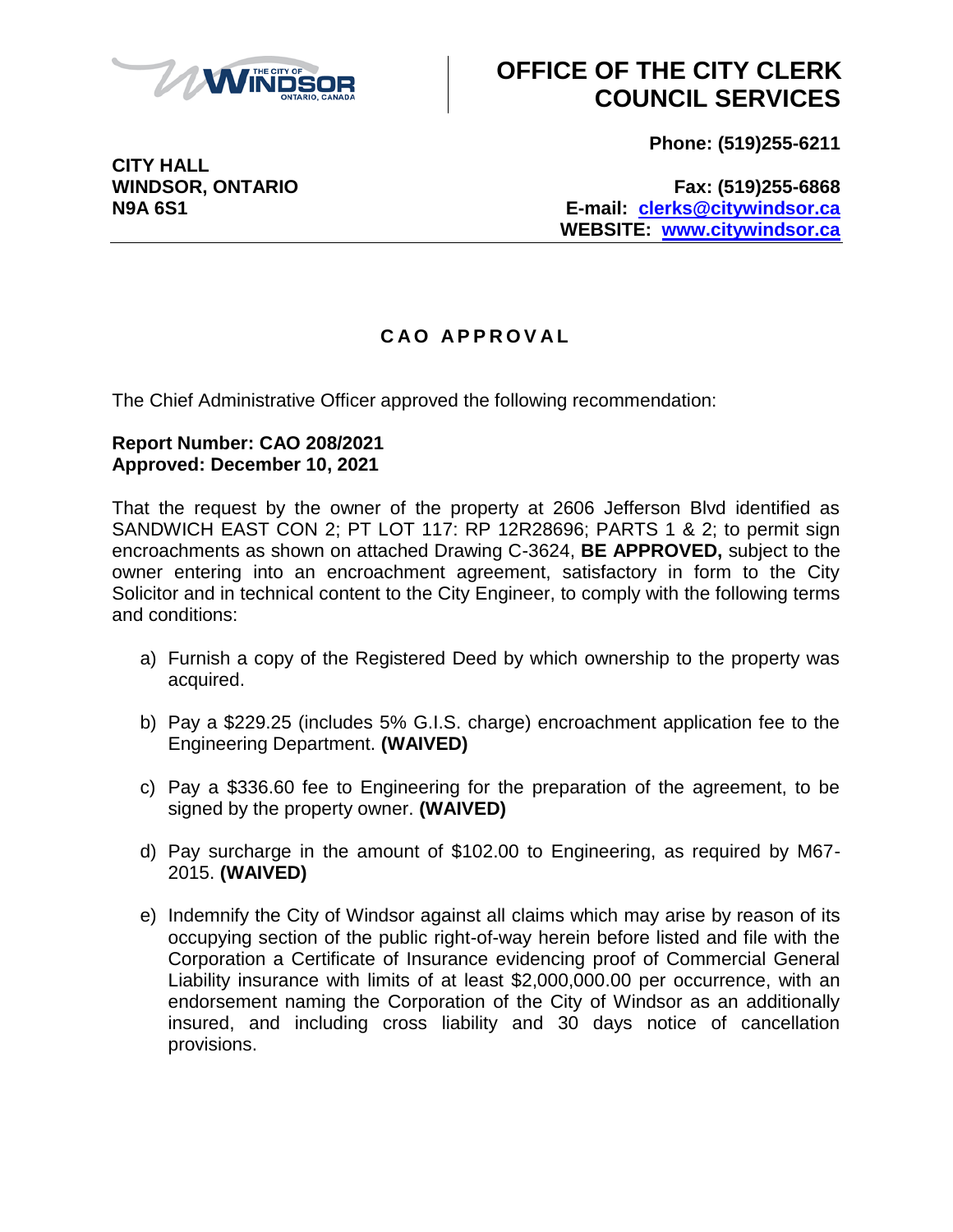# OFFICE OF THE CITY CLERK COUNCIL SERVICES

**CITY HALL**
**WINDSOR, ONTARIO**
**N9A 6S1**

**Phone: (519)255-6211**

**Fax: (519)255-6868**
**E-mail: clerks@citywindsor.ca**
**WEBSITE: www.citywindsor.ca**

## C A O  A P P R O V A L

The Chief Administrative Officer approved the following recommendation:

**Report Number: CAO 208/2021**
**Approved: December 10, 2021**

That the request by the owner of the property at 2606 Jefferson Blvd identified as SANDWICH EAST CON 2; PT LOT 117: RP 12R28696; PARTS 1 & 2; to permit sign encroachments as shown on attached Drawing C-3624, **BE APPROVED,** subject to the owner entering into an encroachment agreement, satisfactory in form to the City Solicitor and in technical content to the City Engineer, to comply with the following terms and conditions:

a) Furnish a copy of the Registered Deed by which ownership to the property was acquired.

b) Pay a $229.25 (includes 5% G.I.S. charge) encroachment application fee to the Engineering Department. **(WAIVED)**

c) Pay a $336.60 fee to Engineering for the preparation of the agreement, to be signed by the property owner. **(WAIVED)**

d) Pay surcharge in the amount of $102.00 to Engineering, as required by M67-2015. **(WAIVED)**

e) Indemnify the City of Windsor against all claims which may arise by reason of its occupying section of the public right-of-way herein before listed and file with the Corporation a Certificate of Insurance evidencing proof of Commercial General Liability insurance with limits of at least $2,000,000.00 per occurrence, with an endorsement naming the Corporation of the City of Windsor as an additionally insured, and including cross liability and 30 days notice of cancellation provisions.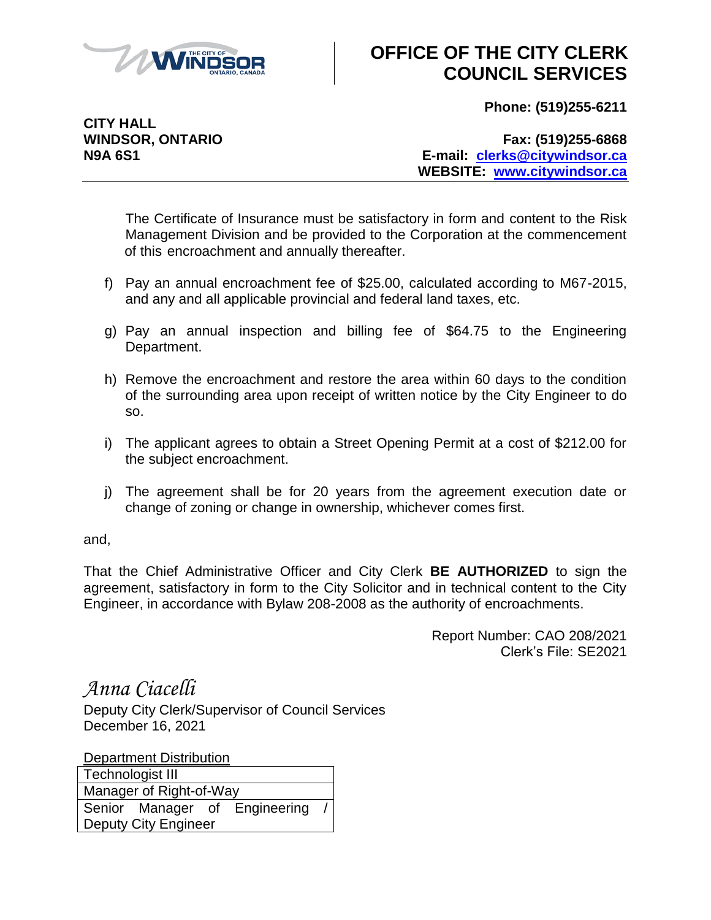The Certificate of Insurance must be satisfactory in form and content to the Risk Management Division and be provided to the Corporation at the commencement of this encroachment and annually thereafter.

f) Pay an annual encroachment fee of $25.00, calculated according to M67-2015, and any and all applicable provincial and federal land taxes, etc.

g) Pay an annual inspection and billing fee of $64.75 to the Engineering Department.

h) Remove the encroachment and restore the area within 60 days to the condition of the surrounding area upon receipt of written notice by the City Engineer to do so.

i) The applicant agrees to obtain a Street Opening Permit at a cost of $212.00 for the subject encroachment.

j) The agreement shall be for 20 years from the agreement execution date or change of zoning or change in ownership, whichever comes first.

and,

That the Chief Administrative Officer and City Clerk **BE AUTHORIZED** to sign the agreement, satisfactory in form to the City Solicitor and in technical content to the City Engineer, in accordance with Bylaw 208-2008 as the authority of encroachments.

Report Number: CAO 208/2021
Clerk's File: SE2021

*Anna Ciacelli*
Deputy City Clerk/Supervisor of Council Services
December 16, 2021

Department Distribution

| Department Distribution |
|---|
| Technologist III |
| Manager of Right-of-Way |
| Senior Manager of Engineering / Deputy City Engineer |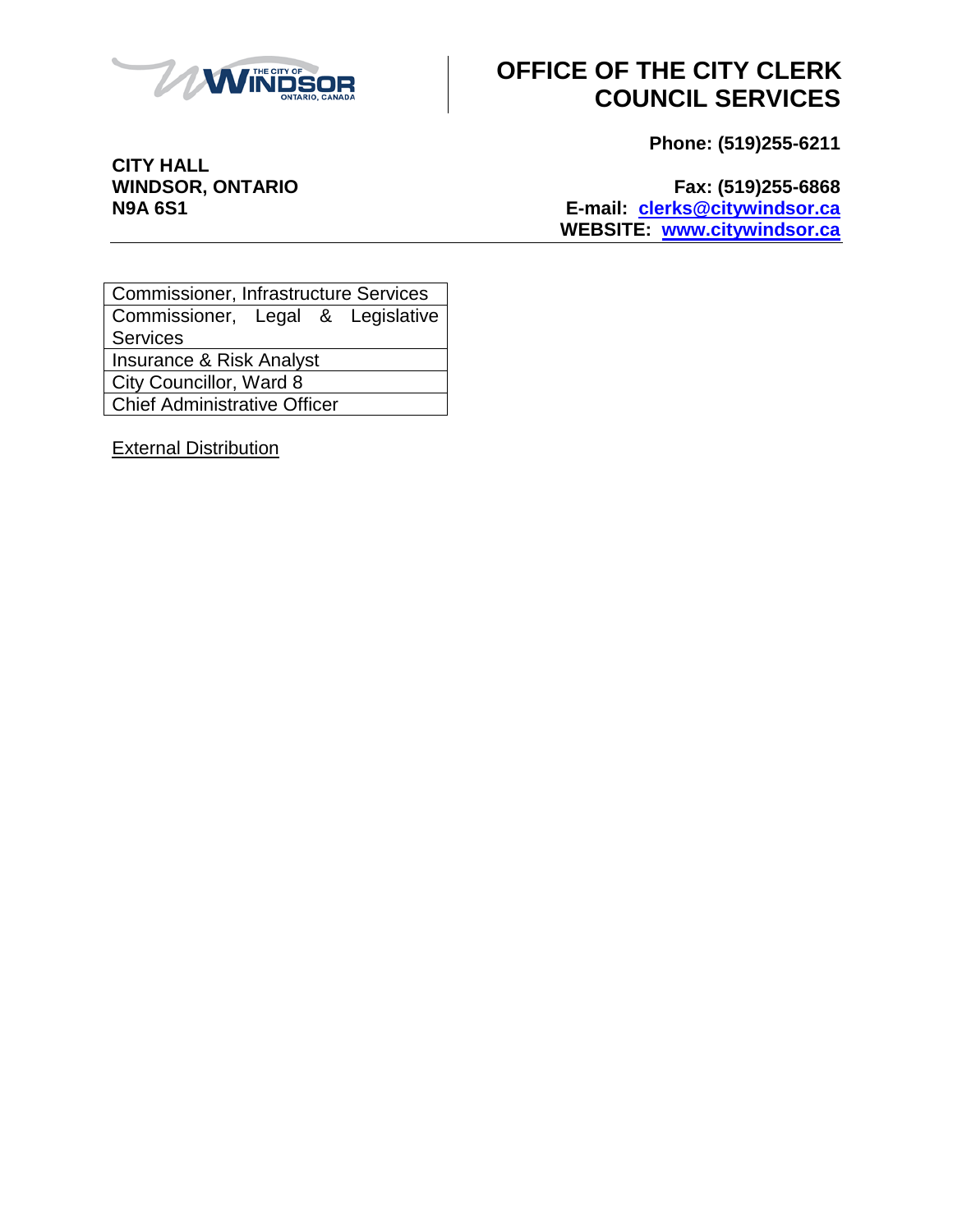# OFFICE OF THE CITY CLERK
# COUNCIL SERVICES

**CITY HALL**
**WINDSOR, ONTARIO**
**N9A 6S1**

**Phone: (519)255-6211**

**Fax: (519)255-6868**
**E-mail: clerks@citywindsor.ca**
**WEBSITE: www.citywindsor.ca**

| |
|---|
| Commissioner, Infrastructure Services |
| Commissioner, Legal & Legislative Services |
| Insurance & Risk Analyst |
| City Councillor, Ward 8 |
| Chief Administrative Officer |

External Distribution